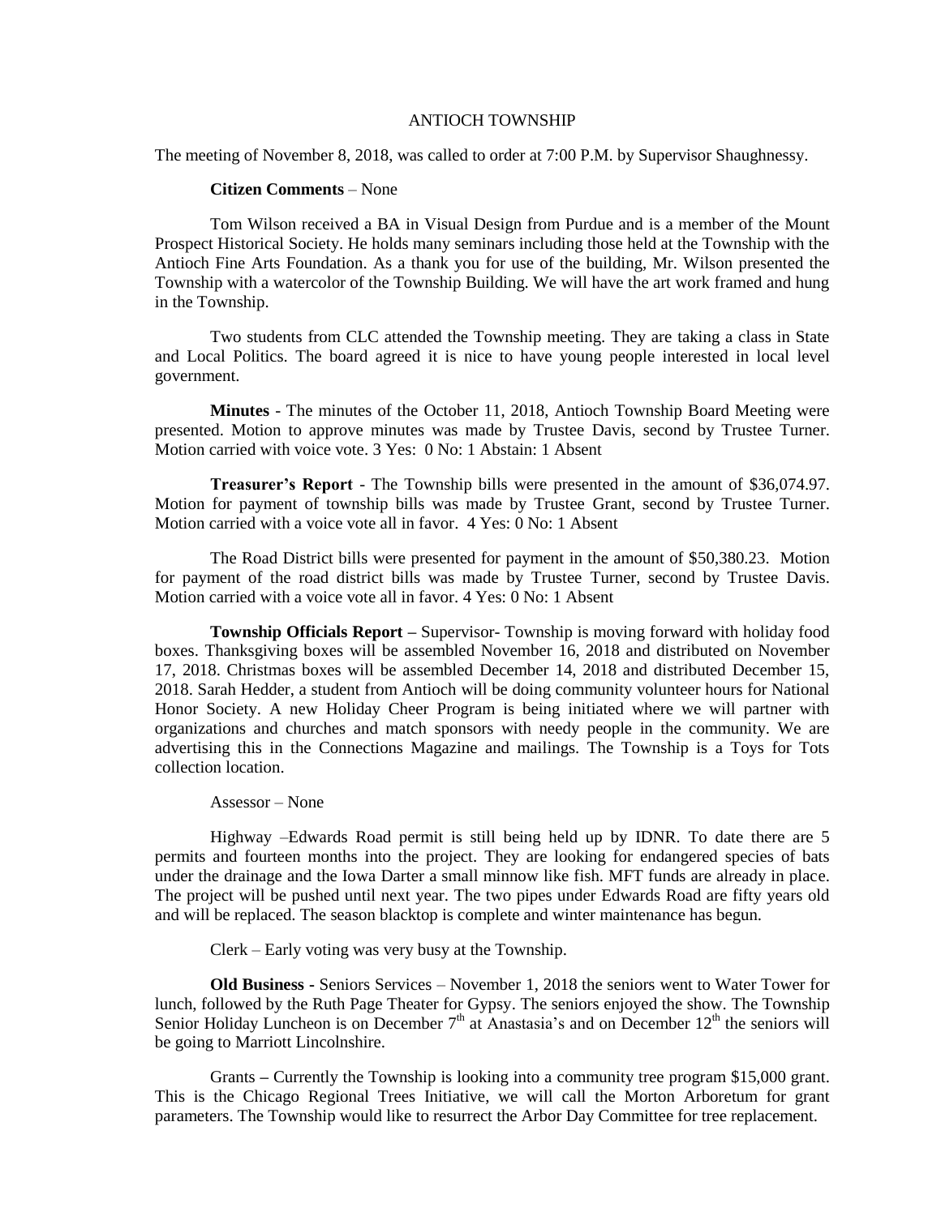# ANTIOCH TOWNSHIP

The meeting of November 8, 2018, was called to order at 7:00 P.M. by Supervisor Shaughnessy.

**Citizen Comments** – None

Tom Wilson received a BA in Visual Design from Purdue and is a member of the Mount Prospect Historical Society. He holds many seminars including those held at the Township with the Antioch Fine Arts Foundation. As a thank you for use of the building, Mr. Wilson presented the Township with a watercolor of the Township Building. We will have the art work framed and hung in the Township.

Two students from CLC attended the Township meeting. They are taking a class in State and Local Politics. The board agreed it is nice to have young people interested in local level government.

**Minutes** - The minutes of the October 11, 2018, Antioch Township Board Meeting were presented. Motion to approve minutes was made by Trustee Davis, second by Trustee Turner. Motion carried with voice vote. 3 Yes: 0 No: 1 Abstain: 1 Absent

**Treasurer's Report** - The Township bills were presented in the amount of $36,074.97. Motion for payment of township bills was made by Trustee Grant, second by Trustee Turner. Motion carried with a voice vote all in favor. 4 Yes: 0 No: 1 Absent

The Road District bills were presented for payment in the amount of $50,380.23. Motion for payment of the road district bills was made by Trustee Turner, second by Trustee Davis. Motion carried with a voice vote all in favor. 4 Yes: 0 No: 1 Absent

**Township Officials Report –** Supervisor- Township is moving forward with holiday food boxes. Thanksgiving boxes will be assembled November 16, 2018 and distributed on November 17, 2018. Christmas boxes will be assembled December 14, 2018 and distributed December 15, 2018. Sarah Hedder, a student from Antioch will be doing community volunteer hours for National Honor Society. A new Holiday Cheer Program is being initiated where we will partner with organizations and churches and match sponsors with needy people in the community. We are advertising this in the Connections Magazine and mailings. The Township is a Toys for Tots collection location.

Assessor – None

Highway –Edwards Road permit is still being held up by IDNR. To date there are 5 permits and fourteen months into the project. They are looking for endangered species of bats under the drainage and the Iowa Darter a small minnow like fish. MFT funds are already in place. The project will be pushed until next year. The two pipes under Edwards Road are fifty years old and will be replaced. The season blacktop is complete and winter maintenance has begun.

Clerk – Early voting was very busy at the Township.

**Old Business -** Seniors Services – November 1, 2018 the seniors went to Water Tower for lunch, followed by the Ruth Page Theater for Gypsy. The seniors enjoyed the show. The Township Senior Holiday Luncheon is on December 7th at Anastasia's and on December 12th the seniors will be going to Marriott Lincolnshire.

Grants – Currently the Township is looking into a community tree program $15,000 grant. This is the Chicago Regional Trees Initiative, we will call the Morton Arboretum for grant parameters. The Township would like to resurrect the Arbor Day Committee for tree replacement.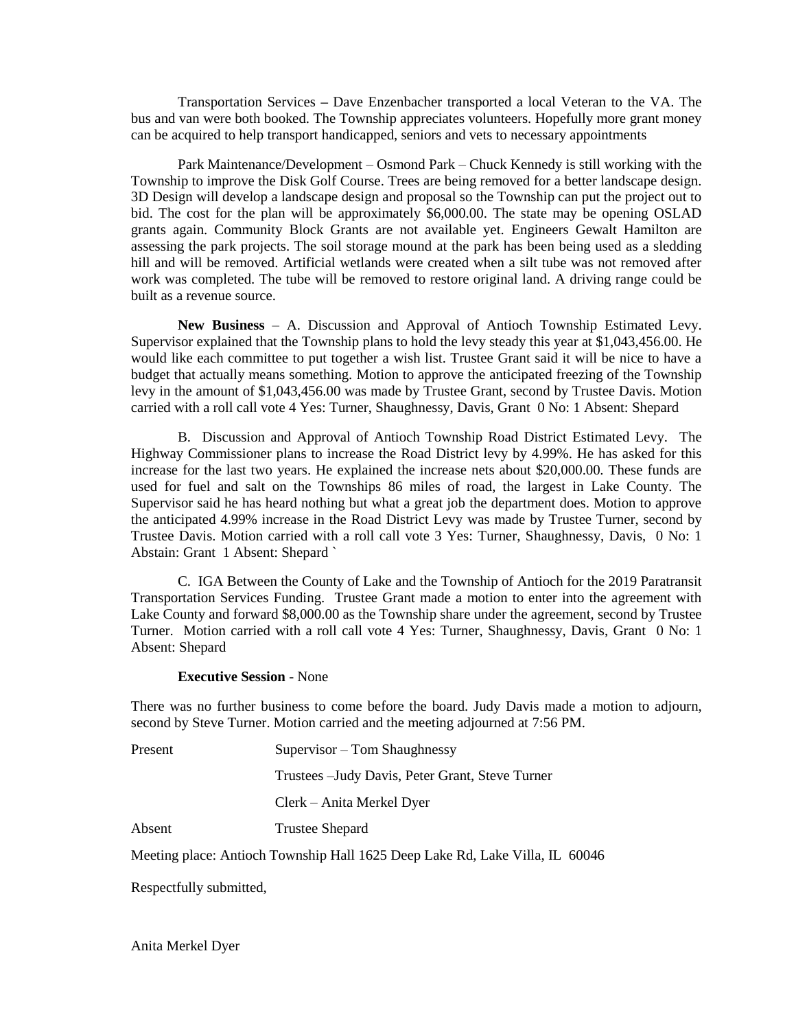Transportation Services **–** Dave Enzenbacher transported a local Veteran to the VA. The bus and van were both booked. The Township appreciates volunteers. Hopefully more grant money can be acquired to help transport handicapped, seniors and vets to necessary appointments

Park Maintenance/Development – Osmond Park – Chuck Kennedy is still working with the Township to improve the Disk Golf Course. Trees are being removed for a better landscape design. 3D Design will develop a landscape design and proposal so the Township can put the project out to bid. The cost for the plan will be approximately $6,000.00. The state may be opening OSLAD grants again. Community Block Grants are not available yet. Engineers Gewalt Hamilton are assessing the park projects. The soil storage mound at the park has been being used as a sledding hill and will be removed. Artificial wetlands were created when a silt tube was not removed after work was completed. The tube will be removed to restore original land. A driving range could be built as a revenue source.

**New Business** – A. Discussion and Approval of Antioch Township Estimated Levy. Supervisor explained that the Township plans to hold the levy steady this year at $1,043,456.00. He would like each committee to put together a wish list. Trustee Grant said it will be nice to have a budget that actually means something. Motion to approve the anticipated freezing of the Township levy in the amount of $1,043,456.00 was made by Trustee Grant, second by Trustee Davis. Motion carried with a roll call vote 4 Yes: Turner, Shaughnessy, Davis, Grant 0 No: 1 Absent: Shepard

B. Discussion and Approval of Antioch Township Road District Estimated Levy. The Highway Commissioner plans to increase the Road District levy by 4.99%. He has asked for this increase for the last two years. He explained the increase nets about $20,000.00. These funds are used for fuel and salt on the Townships 86 miles of road, the largest in Lake County. The Supervisor said he has heard nothing but what a great job the department does. Motion to approve the anticipated 4.99% increase in the Road District Levy was made by Trustee Turner, second by Trustee Davis. Motion carried with a roll call vote 3 Yes: Turner, Shaughnessy, Davis, 0 No: 1 Abstain: Grant 1 Absent: Shepard `

C. IGA Between the County of Lake and the Township of Antioch for the 2019 Paratransit Transportation Services Funding. Trustee Grant made a motion to enter into the agreement with Lake County and forward $8,000.00 as the Township share under the agreement, second by Trustee Turner. Motion carried with a roll call vote 4 Yes: Turner, Shaughnessy, Davis, Grant 0 No: 1 Absent: Shepard

**Executive Session** - None

There was no further business to come before the board. Judy Davis made a motion to adjourn, second by Steve Turner. Motion carried and the meeting adjourned at 7:56 PM.

| | |
|---|---|
| Present | Supervisor – Tom Shaughnessy |
| | Trustees –Judy Davis, Peter Grant, Steve Turner |
| | Clerk – Anita Merkel Dyer |
| Absent | Trustee Shepard |

Meeting place: Antioch Township Hall 1625 Deep Lake Rd, Lake Villa, IL 60046

Respectfully submitted,

Anita Merkel Dyer